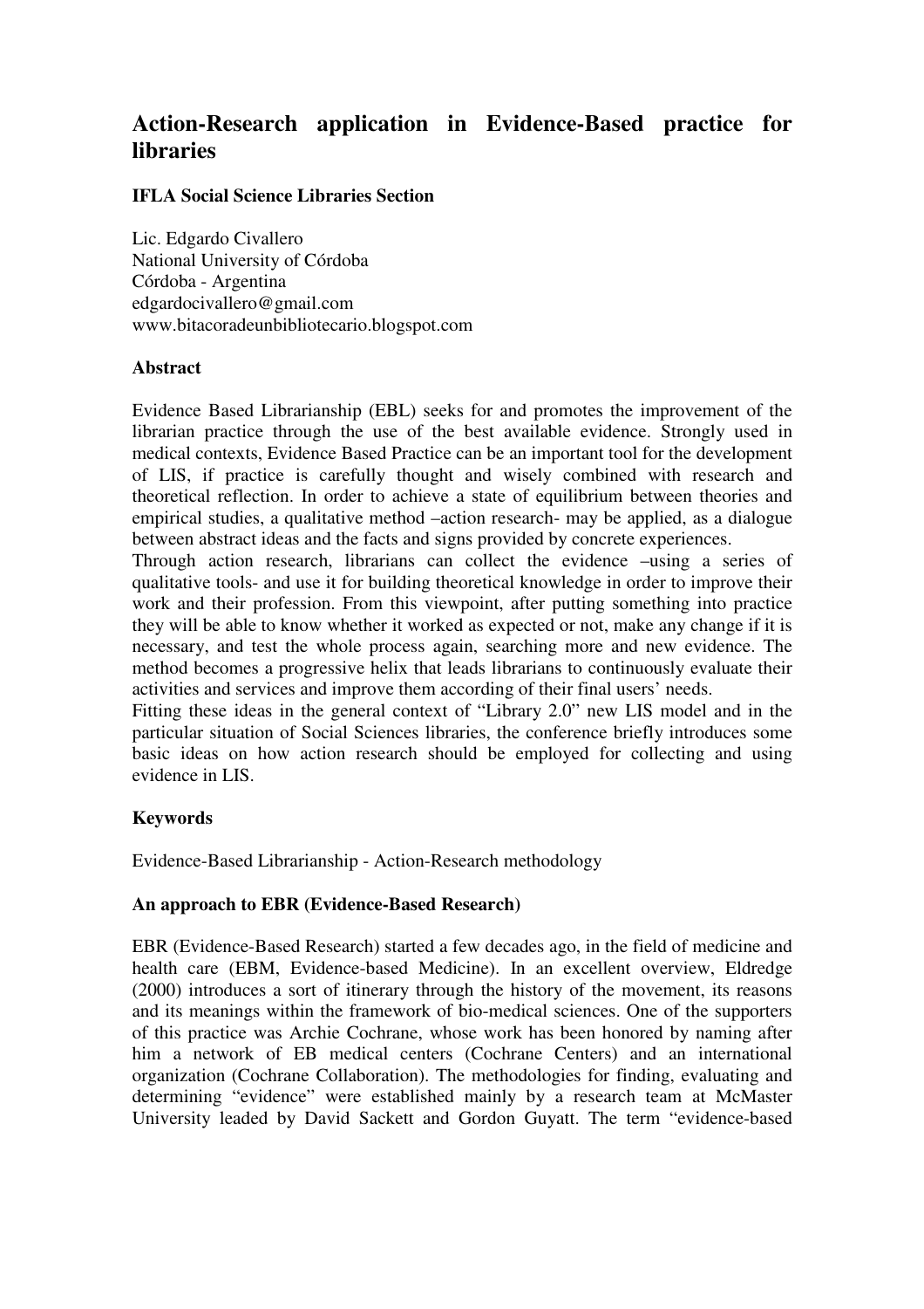# Action-Research application in Evidence-Based practice for libraries

**IFLA Social Science Libraries Section**

Lic. Edgardo Civallero
National University of Córdoba
Córdoba - Argentina
edgardocivallero@gmail.com
www.bitacoradeunbibliotecario.blogspot.com

**Abstract**

Evidence Based Librarianship (EBL) seeks for and promotes the improvement of the librarian practice through the use of the best available evidence. Strongly used in medical contexts, Evidence Based Practice can be an important tool for the development of LIS, if practice is carefully thought and wisely combined with research and theoretical reflection. In order to achieve a state of equilibrium between theories and empirical studies, a qualitative method –action research- may be applied, as a dialogue between abstract ideas and the facts and signs provided by concrete experiences.

Through action research, librarians can collect the evidence –using a series of qualitative tools- and use it for building theoretical knowledge in order to improve their work and their profession. From this viewpoint, after putting something into practice they will be able to know whether it worked as expected or not, make any change if it is necessary, and test the whole process again, searching more and new evidence. The method becomes a progressive helix that leads librarians to continuously evaluate their activities and services and improve them according of their final users' needs.

Fitting these ideas in the general context of "Library 2.0" new LIS model and in the particular situation of Social Sciences libraries, the conference briefly introduces some basic ideas on how action research should be employed for collecting and using evidence in LIS.

**Keywords**

Evidence-Based Librarianship - Action-Research methodology

**An approach to EBR (Evidence-Based Research)**

EBR (Evidence-Based Research) started a few decades ago, in the field of medicine and health care (EBM, Evidence-based Medicine). In an excellent overview, Eldredge (2000) introduces a sort of itinerary through the history of the movement, its reasons and its meanings within the framework of bio-medical sciences. One of the supporters of this practice was Archie Cochrane, whose work has been honored by naming after him a network of EB medical centers (Cochrane Centers) and an international organization (Cochrane Collaboration). The methodologies for finding, evaluating and determining "evidence" were established mainly by a research team at McMaster University leaded by David Sackett and Gordon Guyatt. The term "evidence-based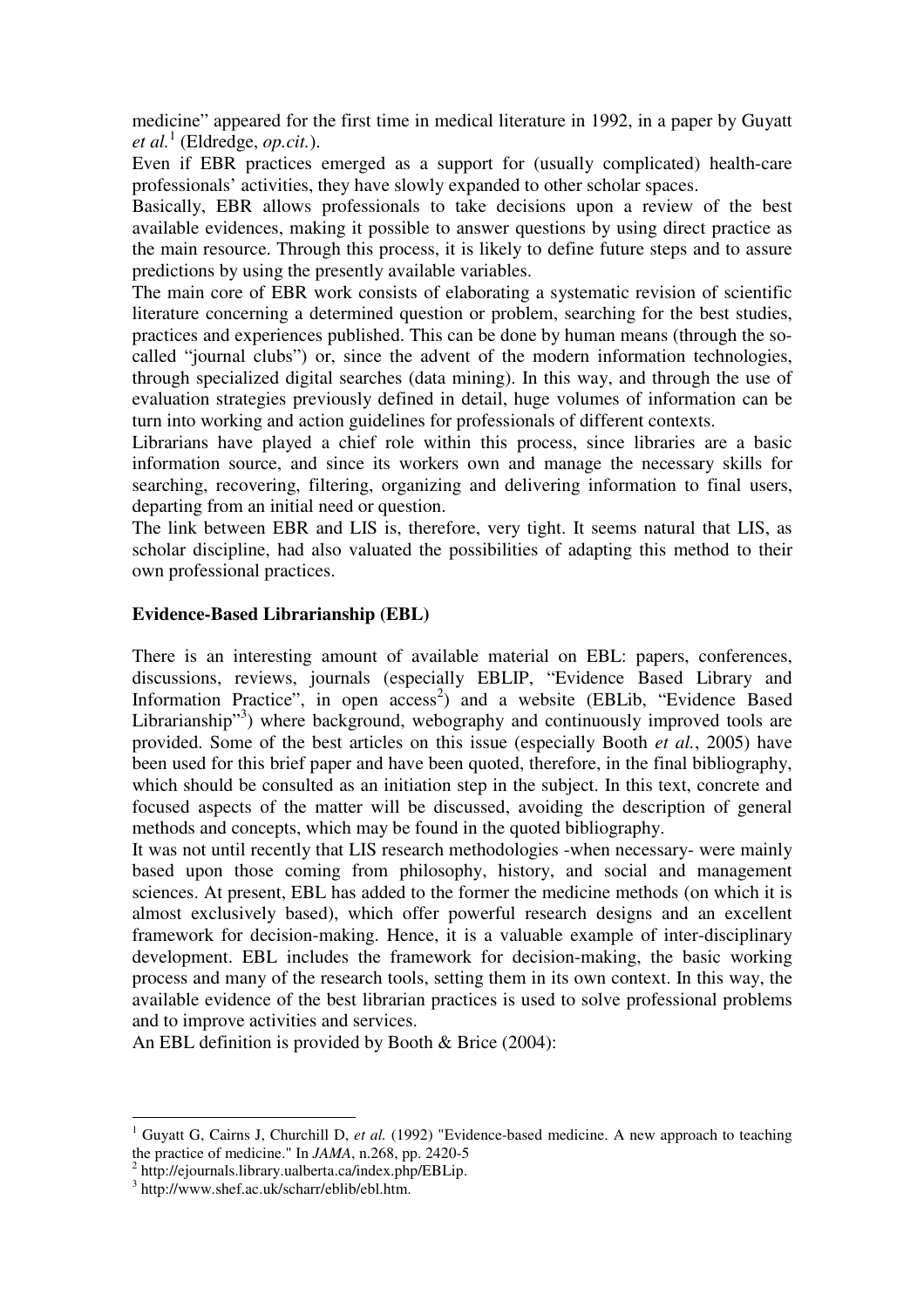medicine" appeared for the first time in medical literature in 1992, in a paper by Guyatt *et al.*[1] (Eldredge, *op.cit.*).

Even if EBR practices emerged as a support for (usually complicated) health-care professionals' activities, they have slowly expanded to other scholar spaces.

Basically, EBR allows professionals to take decisions upon a review of the best available evidences, making it possible to answer questions by using direct practice as the main resource. Through this process, it is likely to define future steps and to assure predictions by using the presently available variables.

The main core of EBR work consists of elaborating a systematic revision of scientific literature concerning a determined question or problem, searching for the best studies, practices and experiences published. This can be done by human means (through the so-called "journal clubs") or, since the advent of the modern information technologies, through specialized digital searches (data mining). In this way, and through the use of evaluation strategies previously defined in detail, huge volumes of information can be turn into working and action guidelines for professionals of different contexts.

Librarians have played a chief role within this process, since libraries are a basic information source, and since its workers own and manage the necessary skills for searching, recovering, filtering, organizing and delivering information to final users, departing from an initial need or question.

The link between EBR and LIS is, therefore, very tight. It seems natural that LIS, as scholar discipline, had also valuated the possibilities of adapting this method to their own professional practices.

## Evidence-Based Librarianship (EBL)

There is an interesting amount of available material on EBL: papers, conferences, discussions, reviews, journals (especially EBLIP, "Evidence Based Library and Information Practice", in open access[2]) and a website (EBLib, "Evidence Based Librarianship"[3]) where background, webography and continuously improved tools are provided. Some of the best articles on this issue (especially Booth *et al.*, 2005) have been used for this brief paper and have been quoted, therefore, in the final bibliography, which should be consulted as an initiation step in the subject. In this text, concrete and focused aspects of the matter will be discussed, avoiding the description of general methods and concepts, which may be found in the quoted bibliography.

It was not until recently that LIS research methodologies -when necessary- were mainly based upon those coming from philosophy, history, and social and management sciences. At present, EBL has added to the former the medicine methods (on which it is almost exclusively based), which offer powerful research designs and an excellent framework for decision-making. Hence, it is a valuable example of inter-disciplinary development. EBL includes the framework for decision-making, the basic working process and many of the research tools, setting them in its own context. In this way, the available evidence of the best librarian practices is used to solve professional problems and to improve activities and services.

An EBL definition is provided by Booth & Brice (2004):

---

[1] Guyatt G, Cairns J, Churchill D, *et al.* (1992) "Evidence-based medicine. A new approach to teaching the practice of medicine." In *JAMA*, n.268, pp. 2420-5

[2] http://ejournals.library.ualberta.ca/index.php/EBLip.

[3] http://www.shef.ac.uk/scharr/eblib/ebl.htm.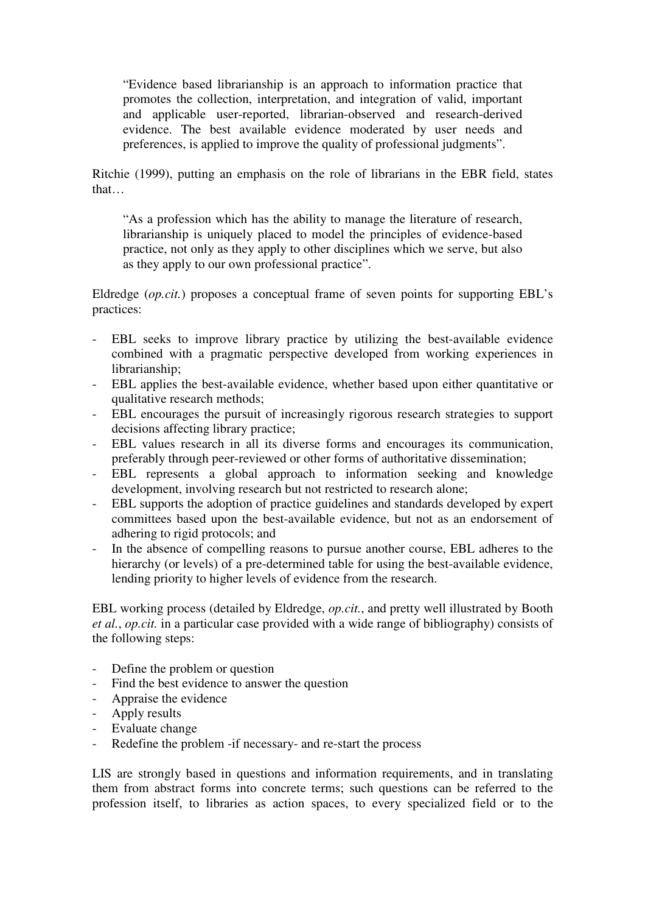> "Evidence based librarianship is an approach to information practice that promotes the collection, interpretation, and integration of valid, important and applicable user-reported, librarian-observed and research-derived evidence. The best available evidence moderated by user needs and preferences, is applied to improve the quality of professional judgments".

Ritchie (1999), putting an emphasis on the role of librarians in the EBR field, states that…

> "As a profession which has the ability to manage the literature of research, librarianship is uniquely placed to model the principles of evidence-based practice, not only as they apply to other disciplines which we serve, but also as they apply to our own professional practice".

Eldredge (*op.cit.*) proposes a conceptual frame of seven points for supporting EBL's practices:

- EBL seeks to improve library practice by utilizing the best-available evidence combined with a pragmatic perspective developed from working experiences in librarianship;
- EBL applies the best-available evidence, whether based upon either quantitative or qualitative research methods;
- EBL encourages the pursuit of increasingly rigorous research strategies to support decisions affecting library practice;
- EBL values research in all its diverse forms and encourages its communication, preferably through peer-reviewed or other forms of authoritative dissemination;
- EBL represents a global approach to information seeking and knowledge development, involving research but not restricted to research alone;
- EBL supports the adoption of practice guidelines and standards developed by expert committees based upon the best-available evidence, but not as an endorsement of adhering to rigid protocols; and
- In the absence of compelling reasons to pursue another course, EBL adheres to the hierarchy (or levels) of a pre-determined table for using the best-available evidence, lending priority to higher levels of evidence from the research.

EBL working process (detailed by Eldredge, *op.cit.*, and pretty well illustrated by Booth *et al.*, *op.cit.* in a particular case provided with a wide range of bibliography) consists of the following steps:

- Define the problem or question
- Find the best evidence to answer the question
- Appraise the evidence
- Apply results
- Evaluate change
- Redefine the problem -if necessary- and re-start the process

LIS are strongly based in questions and information requirements, and in translating them from abstract forms into concrete terms; such questions can be referred to the profession itself, to libraries as action spaces, to every specialized field or to the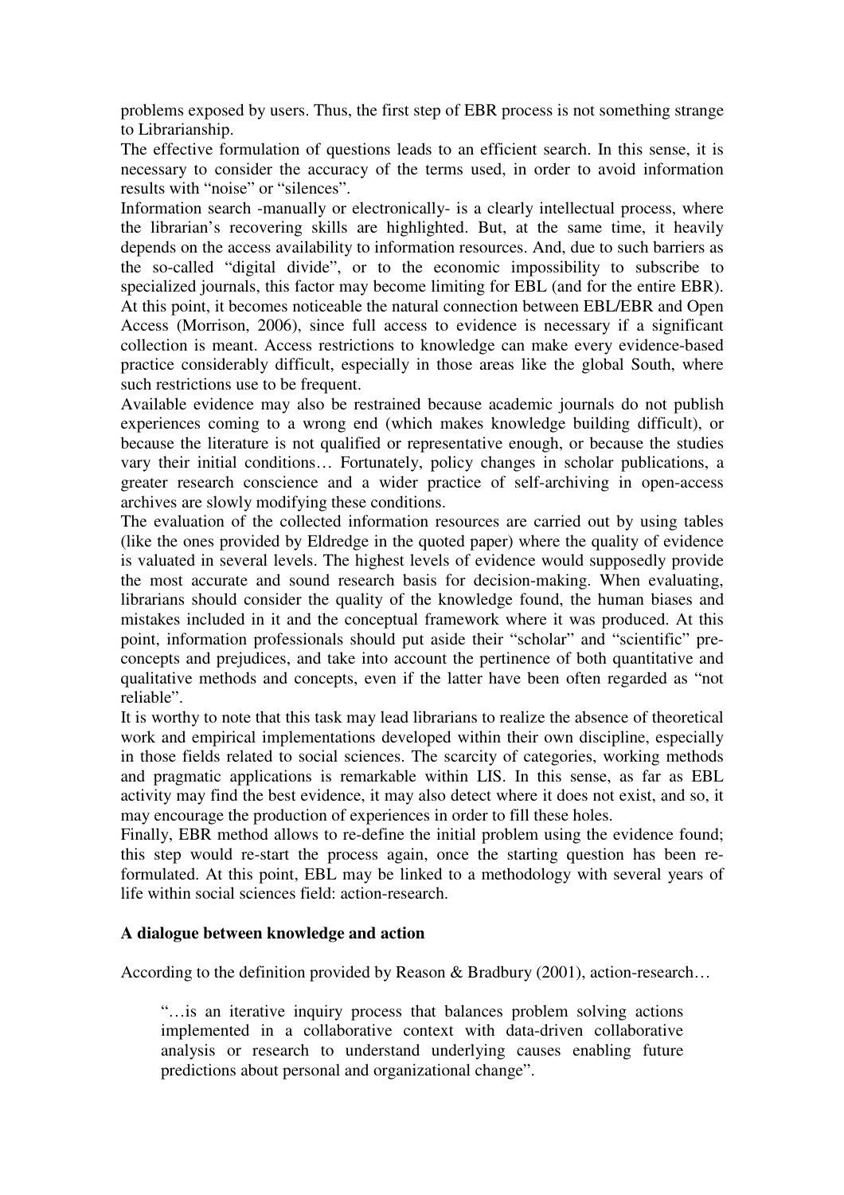problems exposed by users. Thus, the first step of EBR process is not something strange to Librarianship.

The effective formulation of questions leads to an efficient search. In this sense, it is necessary to consider the accuracy of the terms used, in order to avoid information results with "noise" or "silences".

Information search -manually or electronically- is a clearly intellectual process, where the librarian's recovering skills are highlighted. But, at the same time, it heavily depends on the access availability to information resources. And, due to such barriers as the so-called "digital divide", or to the economic impossibility to subscribe to specialized journals, this factor may become limiting for EBL (and for the entire EBR). At this point, it becomes noticeable the natural connection between EBL/EBR and Open Access (Morrison, 2006), since full access to evidence is necessary if a significant collection is meant. Access restrictions to knowledge can make every evidence-based practice considerably difficult, especially in those areas like the global South, where such restrictions use to be frequent.

Available evidence may also be restrained because academic journals do not publish experiences coming to a wrong end (which makes knowledge building difficult), or because the literature is not qualified or representative enough, or because the studies vary their initial conditions… Fortunately, policy changes in scholar publications, a greater research conscience and a wider practice of self-archiving in open-access archives are slowly modifying these conditions.

The evaluation of the collected information resources are carried out by using tables (like the ones provided by Eldredge in the quoted paper) where the quality of evidence is valuated in several levels. The highest levels of evidence would supposedly provide the most accurate and sound research basis for decision-making. When evaluating, librarians should consider the quality of the knowledge found, the human biases and mistakes included in it and the conceptual framework where it was produced. At this point, information professionals should put aside their "scholar" and "scientific" pre-concepts and prejudices, and take into account the pertinence of both quantitative and qualitative methods and concepts, even if the latter have been often regarded as "not reliable".

It is worthy to note that this task may lead librarians to realize the absence of theoretical work and empirical implementations developed within their own discipline, especially in those fields related to social sciences. The scarcity of categories, working methods and pragmatic applications is remarkable within LIS. In this sense, as far as EBL activity may find the best evidence, it may also detect where it does not exist, and so, it may encourage the production of experiences in order to fill these holes.

Finally, EBR method allows to re-define the initial problem using the evidence found; this step would re-start the process again, once the starting question has been re-formulated. At this point, EBL may be linked to a methodology with several years of life within social sciences field: action-research.

**A dialogue between knowledge and action**

According to the definition provided by Reason & Bradbury (2001), action-research…

> "…is an iterative inquiry process that balances problem solving actions implemented in a collaborative context with data-driven collaborative analysis or research to understand underlying causes enabling future predictions about personal and organizational change".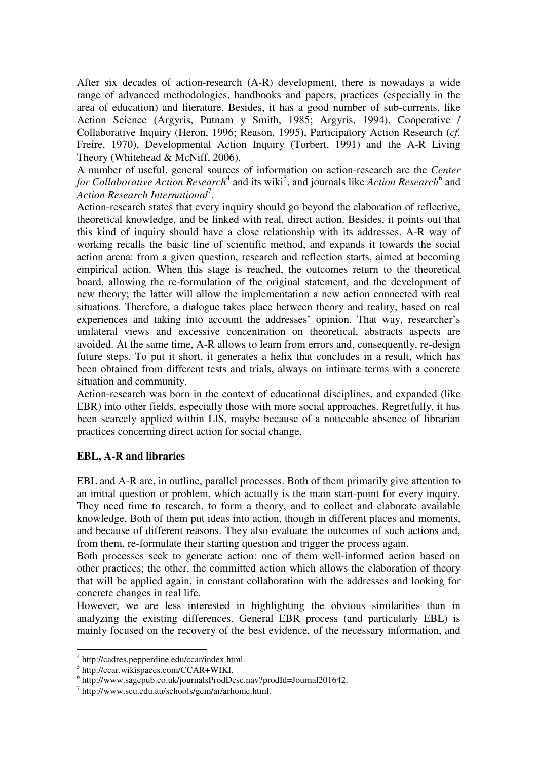After six decades of action-research (A-R) development, there is nowadays a wide range of advanced methodologies, handbooks and papers, practices (especially in the area of education) and literature. Besides, it has a good number of sub-currents, like Action Science (Argyris, Putnam y Smith, 1985; Argyris, 1994), Cooperative / Collaborative Inquiry (Heron, 1996; Reason, 1995), Participatory Action Research (*cf.* Freire, 1970), Developmental Action Inquiry (Torbert, 1991) and the A-R Living Theory (Whitehead & McNiff, 2006).

A number of useful, general sources of information on action-research are the *Center for Collaborative Action Research*[4] and its wiki[5], and journals like *Action Research*[6] and *Action Research International*[7].

Action-research states that every inquiry should go beyond the elaboration of reflective, theoretical knowledge, and be linked with real, direct action. Besides, it points out that this kind of inquiry should have a close relationship with its addresses. A-R way of working recalls the basic line of scientific method, and expands it towards the social action arena: from a given question, research and reflection starts, aimed at becoming empirical action. When this stage is reached, the outcomes return to the theoretical board, allowing the re-formulation of the original statement, and the development of new theory; the latter will allow the implementation a new action connected with real situations. Therefore, a dialogue takes place between theory and reality, based on real experiences and taking into account the addresses' opinion. That way, researcher's unilateral views and excessive concentration on theoretical, abstracts aspects are avoided. At the same time, A-R allows to learn from errors and, consequently, re-design future steps. To put it short, it generates a helix that concludes in a result, which has been obtained from different tests and trials, always on intimate terms with a concrete situation and community.

Action-research was born in the context of educational disciplines, and expanded (like EBR) into other fields, especially those with more social approaches. Regretfully, it has been scarcely applied within LIS, maybe because of a noticeable absence of librarian practices concerning direct action for social change.

## EBL, A-R and libraries

EBL and A-R are, in outline, parallel processes. Both of them primarily give attention to an initial question or problem, which actually is the main start-point for every inquiry. They need time to research, to form a theory, and to collect and elaborate available knowledge. Both of them put ideas into action, though in different places and moments, and because of different reasons. They also evaluate the outcomes of such actions and, from them, re-formulate their starting question and trigger the process again.

Both processes seek to generate action: one of them well-informed action based on other practices; the other, the committed action which allows the elaboration of theory that will be applied again, in constant collaboration with the addresses and looking for concrete changes in real life.

However, we are less interested in highlighting the obvious similarities than in analyzing the existing differences. General EBR process (and particularly EBL) is mainly focused on the recovery of the best evidence, of the necessary information, and

[4] http://cadres.pepperdine.edu/ccar/index.html.

[5] http://ccar.wikispaces.com/CCAR+WIKI.

[6] http://www.sagepub.co.uk/journalsProdDesc.nav?prodId=Journal201642.

[7] http://www.scu.edu.au/schools/gcm/ar/arhome.html.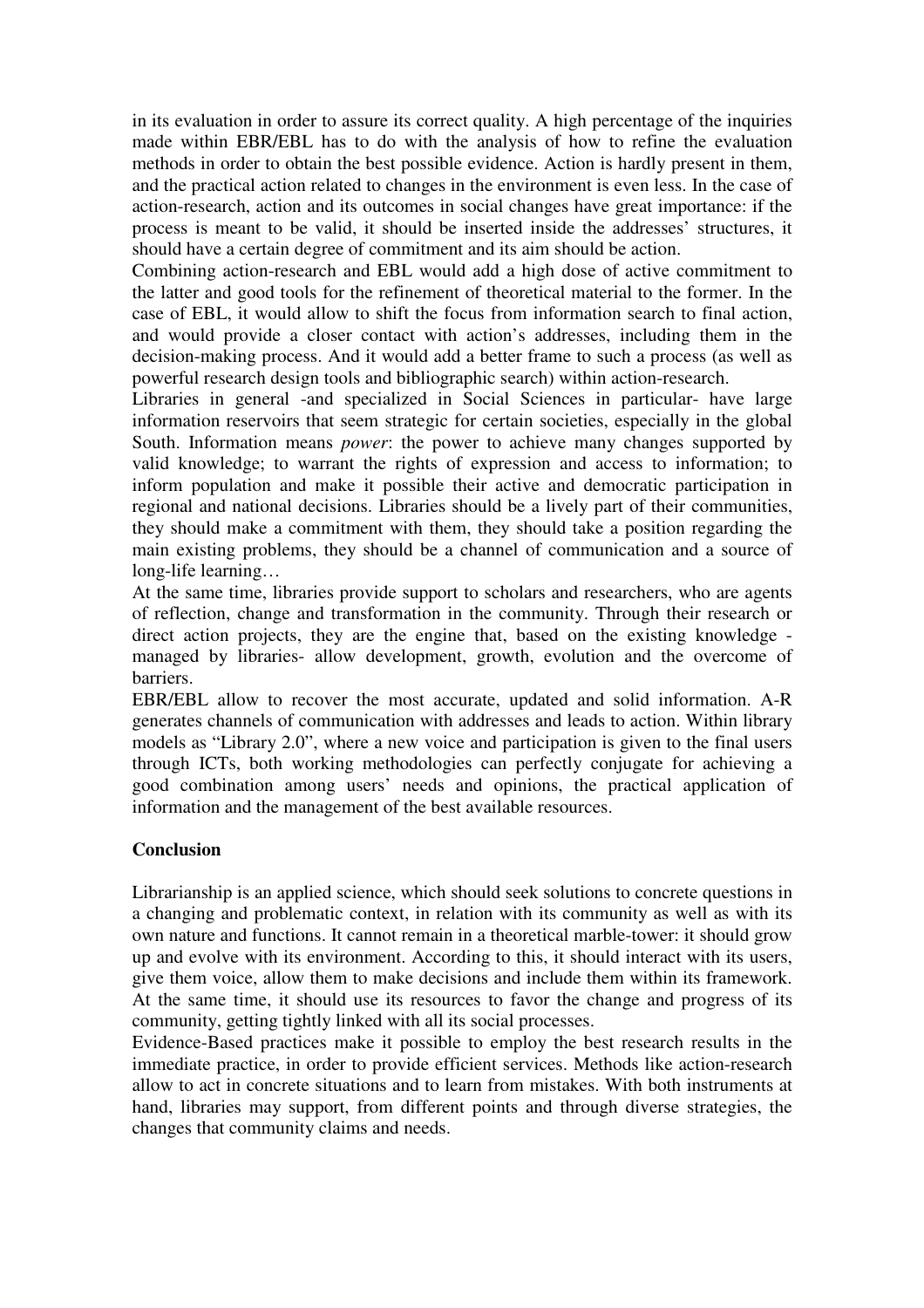in its evaluation in order to assure its correct quality. A high percentage of the inquiries made within EBR/EBL has to do with the analysis of how to refine the evaluation methods in order to obtain the best possible evidence. Action is hardly present in them, and the practical action related to changes in the environment is even less. In the case of action-research, action and its outcomes in social changes have great importance: if the process is meant to be valid, it should be inserted inside the addresses' structures, it should have a certain degree of commitment and its aim should be action.

Combining action-research and EBL would add a high dose of active commitment to the latter and good tools for the refinement of theoretical material to the former. In the case of EBL, it would allow to shift the focus from information search to final action, and would provide a closer contact with action's addresses, including them in the decision-making process. And it would add a better frame to such a process (as well as powerful research design tools and bibliographic search) within action-research.

Libraries in general -and specialized in Social Sciences in particular- have large information reservoirs that seem strategic for certain societies, especially in the global South. Information means *power*: the power to achieve many changes supported by valid knowledge; to warrant the rights of expression and access to information; to inform population and make it possible their active and democratic participation in regional and national decisions. Libraries should be a lively part of their communities, they should make a commitment with them, they should take a position regarding the main existing problems, they should be a channel of communication and a source of long-life learning…

At the same time, libraries provide support to scholars and researchers, who are agents of reflection, change and transformation in the community. Through their research or direct action projects, they are the engine that, based on the existing knowledge - managed by libraries- allow development, growth, evolution and the overcome of barriers.

EBR/EBL allow to recover the most accurate, updated and solid information. A-R generates channels of communication with addresses and leads to action. Within library models as "Library 2.0", where a new voice and participation is given to the final users through ICTs, both working methodologies can perfectly conjugate for achieving a good combination among users' needs and opinions, the practical application of information and the management of the best available resources.

## Conclusion

Librarianship is an applied science, which should seek solutions to concrete questions in a changing and problematic context, in relation with its community as well as with its own nature and functions. It cannot remain in a theoretical marble-tower: it should grow up and evolve with its environment. According to this, it should interact with its users, give them voice, allow them to make decisions and include them within its framework. At the same time, it should use its resources to favor the change and progress of its community, getting tightly linked with all its social processes.

Evidence-Based practices make it possible to employ the best research results in the immediate practice, in order to provide efficient services. Methods like action-research allow to act in concrete situations and to learn from mistakes. With both instruments at hand, libraries may support, from different points and through diverse strategies, the changes that community claims and needs.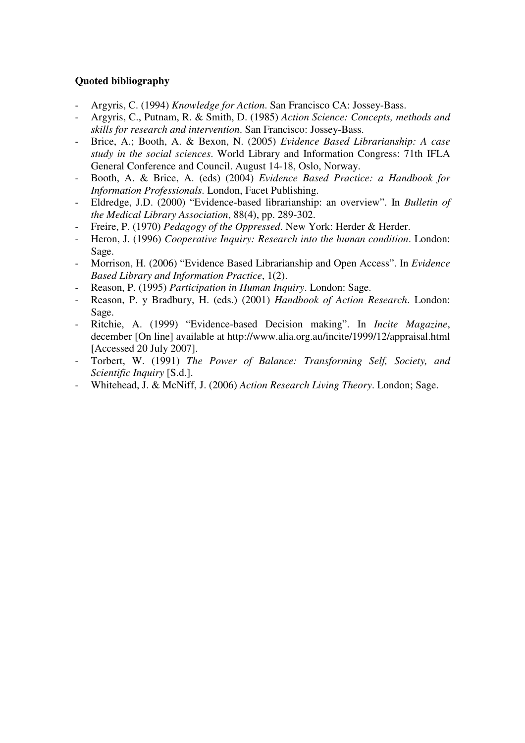**Quoted bibliography**

- Argyris, C. (1994) *Knowledge for Action*. San Francisco CA: Jossey-Bass.
- Argyris, C., Putnam, R. & Smith, D. (1985) *Action Science: Concepts, methods and skills for research and intervention*. San Francisco: Jossey-Bass.
- Brice, A.; Booth, A. & Bexon, N. (2005) *Evidence Based Librarianship: A case study in the social sciences*. World Library and Information Congress: 71th IFLA General Conference and Council. August 14-18, Oslo, Norway.
- Booth, A. & Brice, A. (eds) (2004) *Evidence Based Practice: a Handbook for Information Professionals*. London, Facet Publishing.
- Eldredge, J.D. (2000) "Evidence-based librarianship: an overview". In *Bulletin of the Medical Library Association*, 88(4), pp. 289-302.
- Freire, P. (1970) *Pedagogy of the Oppressed*. New York: Herder & Herder.
- Heron, J. (1996) *Cooperative Inquiry: Research into the human condition*. London: Sage.
- Morrison, H. (2006) "Evidence Based Librarianship and Open Access". In *Evidence Based Library and Information Practice*, 1(2).
- Reason, P. (1995) *Participation in Human Inquiry*. London: Sage.
- Reason, P. y Bradbury, H. (eds.) (2001) *Handbook of Action Research*. London: Sage.
- Ritchie, A. (1999) "Evidence-based Decision making". In *Incite Magazine*, december [On line] available at http://www.alia.org.au/incite/1999/12/appraisal.html [Accessed 20 July 2007].
- Torbert, W. (1991) *The Power of Balance: Transforming Self, Society, and Scientific Inquiry* [S.d.].
- Whitehead, J. & McNiff, J. (2006) *Action Research Living Theory*. London; Sage.